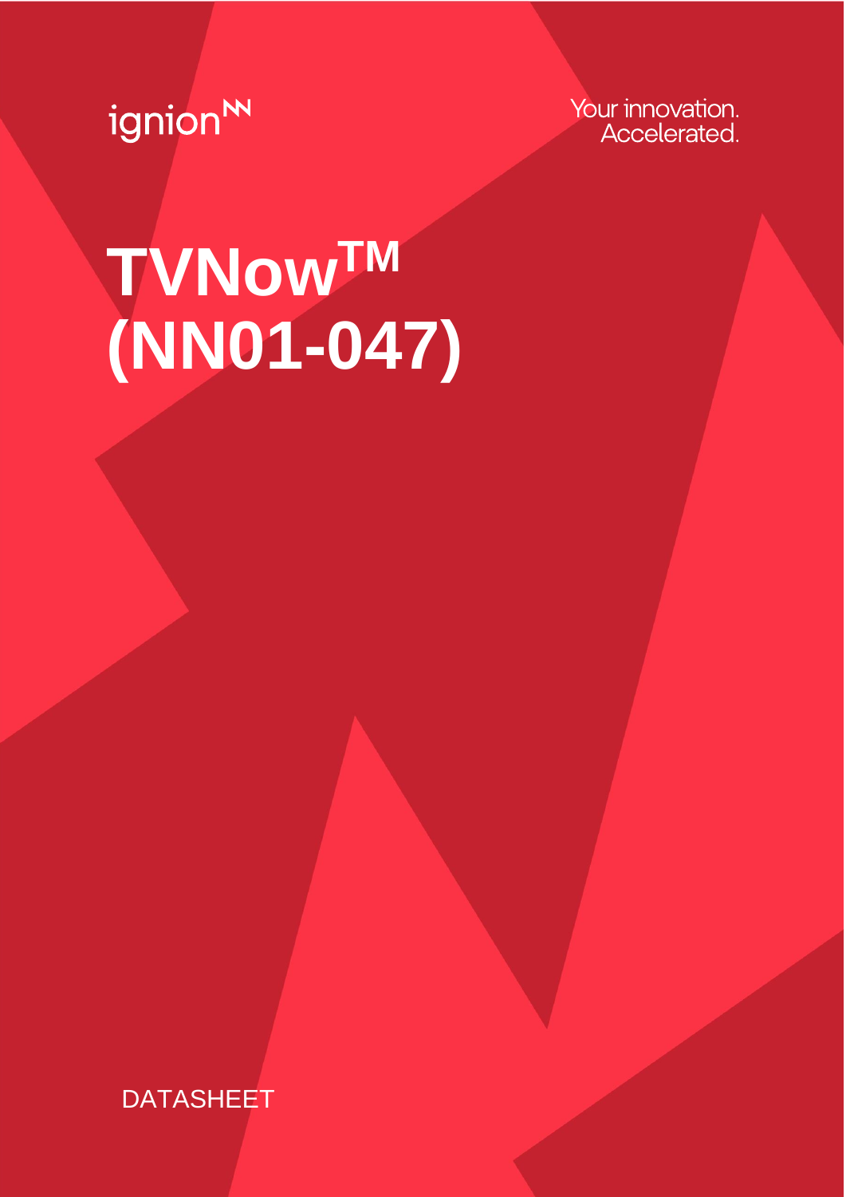ignion

Your innovation. Accelerated.

# TVNow™ (NN01-047)

DATASHEET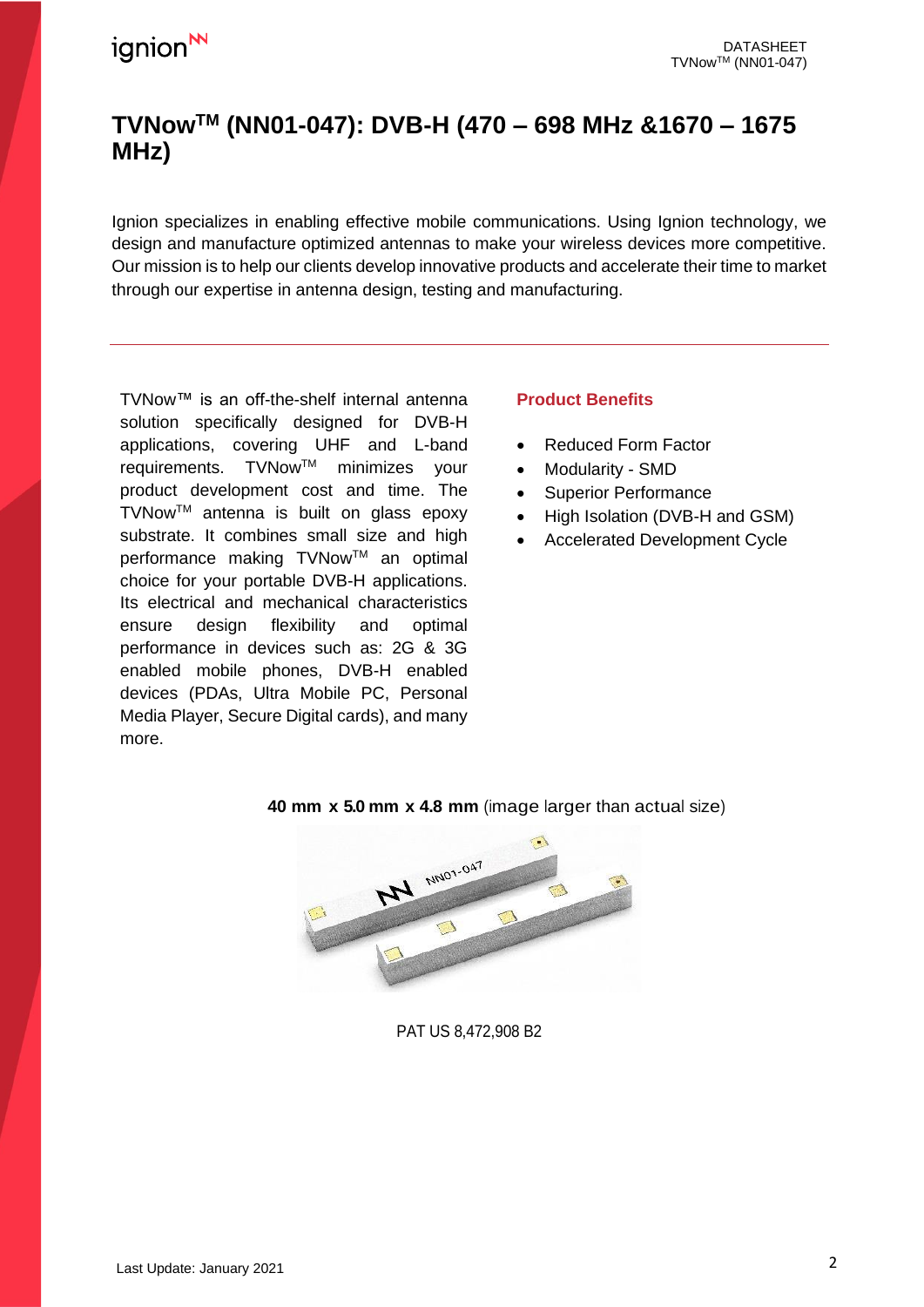# TVNow™ (NN01-047): DVB-H (470 – 698 MHz &1670 – 1675 MHz)

Ignion specializes in enabling effective mobile communications. Using Ignion technology, we design and manufacture optimized antennas to make your wireless devices more competitive. Our mission is to help our clients develop innovative products and accelerate their time to market through our expertise in antenna design, testing and manufacturing.

---

TVNow™ is an off-the-shelf internal antenna solution specifically designed for DVB-H applications, covering UHF and L-band requirements. TVNow™ minimizes your product development cost and time. The TVNow™ antenna is built on glass epoxy substrate. It combines small size and high performance making TVNow™ an optimal choice for your portable DVB-H applications. Its electrical and mechanical characteristics ensure design flexibility and optimal performance in devices such as: 2G & 3G enabled mobile phones, DVB-H enabled devices (PDAs, Ultra Mobile PC, Personal Media Player, Secure Digital cards), and many more.

### Product Benefits

- Reduced Form Factor
- Modularity - SMD
- Superior Performance
- High Isolation (DVB-H and GSM)
- Accelerated Development Cycle

**40 mm x 5.0 mm x 4.8 mm** (image larger than actual size)

PAT US 8,472,908 B2

Last Update: January 2021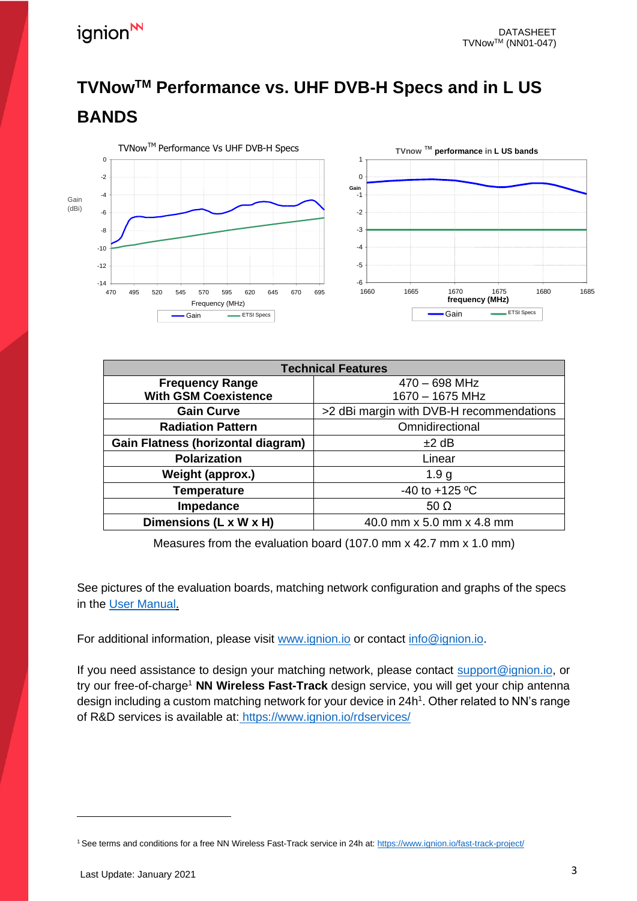# TVNow™ Performance vs. UHF DVB-H Specs and in L US BANDS

| Technical Features | |
|---|---|
| **Frequency Range With GSM Coexistence** | 470 – 698 MHz 1670 – 1675 MHz |
| **Gain Curve** | >2 dBi margin with DVB-H recommendations |
| **Radiation Pattern** | Omnidirectional |
| **Gain Flatness (horizontal diagram)** | ±2 dB |
| **Polarization** | Linear |
| **Weight (approx.)** | 1.9 g |
| **Temperature** | -40 to +125 ºC |
| **Impedance** | 50 Ω |
| **Dimensions (L x W x H)** | 40.0 mm x 5.0 mm x 4.8 mm |

Measures from the evaluation board (107.0 mm x 42.7 mm x 1.0 mm)

See pictures of the evaluation boards, matching network configuration and graphs of the specs in the User Manual.

For additional information, please visit www.ignion.io or contact info@ignion.io.

If you need assistance to design your matching network, please contact support@ignion.io, or try our free-of-charge[1] **NN Wireless Fast-Track** design service, you will get your chip antenna design including a custom matching network for your device in 24h[1]. Other related to NN's range of R&D services is available at: https://www.ignion.io/rdservices/

[1] See terms and conditions for a free NN Wireless Fast-Track service in 24h at: https://www.ignion.io/fast-track-project/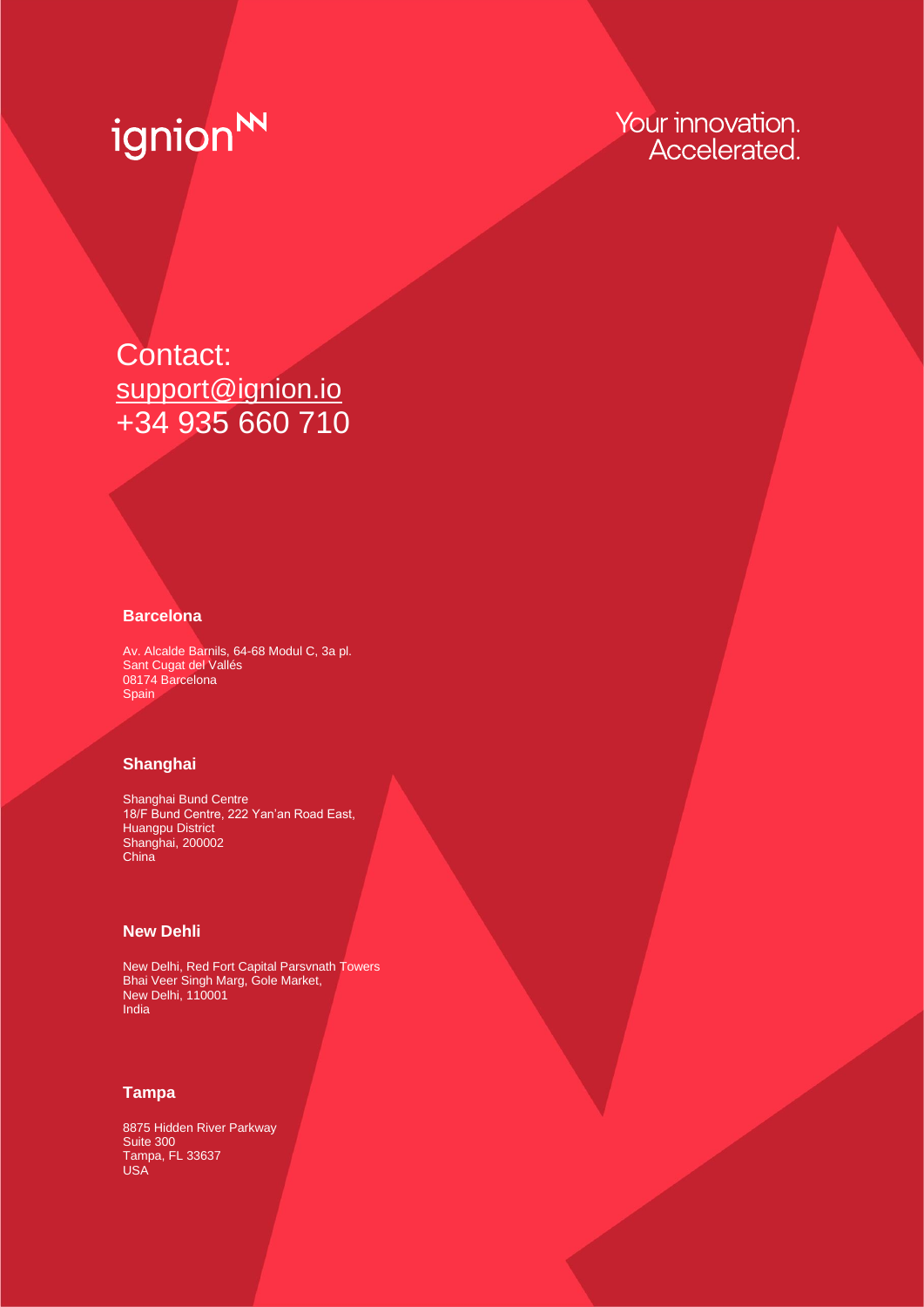ignion

Your innovation.
Accelerated.

Contact:
support@ignion.io
+34 935 660 710

**Barcelona**

Av. Alcalde Barnils, 64-68 Modul C, 3a pl.
Sant Cugat del Vallés
08174 Barcelona
Spain

**Shanghai**

Shanghai Bund Centre
18/F Bund Centre, 222 Yan'an Road East,
Huangpu District
Shanghai, 200002
China

**New Dehli**

New Delhi, Red Fort Capital Parsvnath Towers
Bhai Veer Singh Marg, Gole Market,
New Delhi, 110001
India

**Tampa**

8875 Hidden River Parkway
Suite 300
Tampa, FL 33637
USA